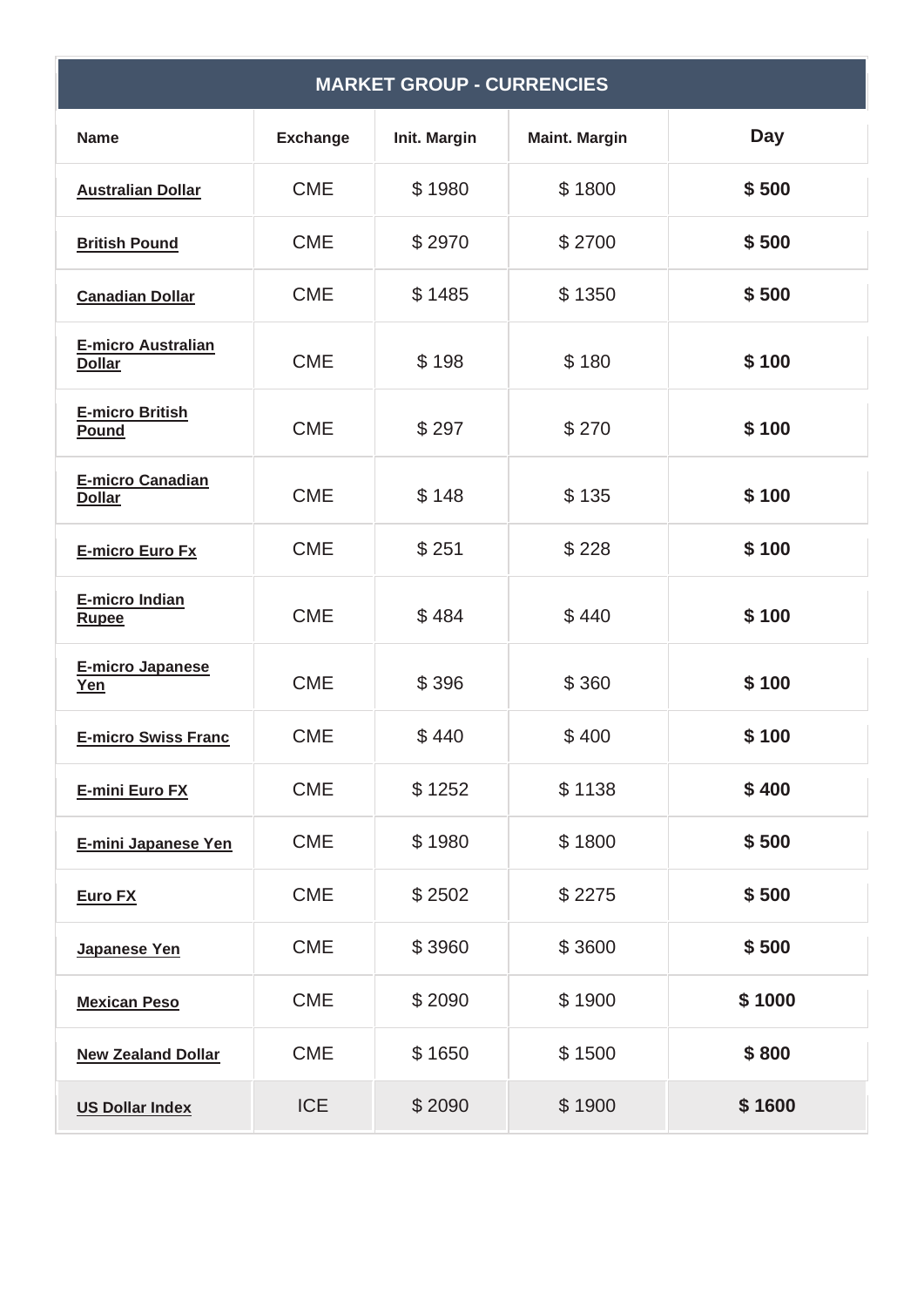| MARKET GROUP - CURRENCIES | | | | |
|---|---|---|---|---|
| **Name** | **Exchange** | **Init. Margin** | **Maint. Margin** | **Day** |
| **Australian Dollar** | CME | $ 1980 | $ 1800 | **$ 500** |
| **British Pound** | CME | $ 2970 | $ 2700 | **$ 500** |
| **Canadian Dollar** | CME | $ 1485 | $ 1350 | **$ 500** |
| **E-micro Australian Dollar** | CME | $ 198 | $ 180 | **$ 100** |
| **E-micro British Pound** | CME | $ 297 | $ 270 | **$ 100** |
| **E-micro Canadian Dollar** | CME | $ 148 | $ 135 | **$ 100** |
| **E-micro Euro Fx** | CME | $ 251 | $ 228 | **$ 100** |
| **E-micro Indian Rupee** | CME | $ 484 | $ 440 | **$ 100** |
| **E-micro Japanese Yen** | CME | $ 396 | $ 360 | **$ 100** |
| **E-micro Swiss Franc** | CME | $ 440 | $ 400 | **$ 100** |
| **E-mini Euro FX** | CME | $ 1252 | $ 1138 | **$ 400** |
| **E-mini Japanese Yen** | CME | $ 1980 | $ 1800 | **$ 500** |
| **Euro FX** | CME | $ 2502 | $ 2275 | **$ 500** |
| **Japanese Yen** | CME | $ 3960 | $ 3600 | **$ 500** |
| **Mexican Peso** | CME | $ 2090 | $ 1900 | **$ 1000** |
| **New Zealand Dollar** | CME | $ 1650 | $ 1500 | **$ 800** |
| **US Dollar Index** | ICE | $ 2090 | $ 1900 | **$ 1600** |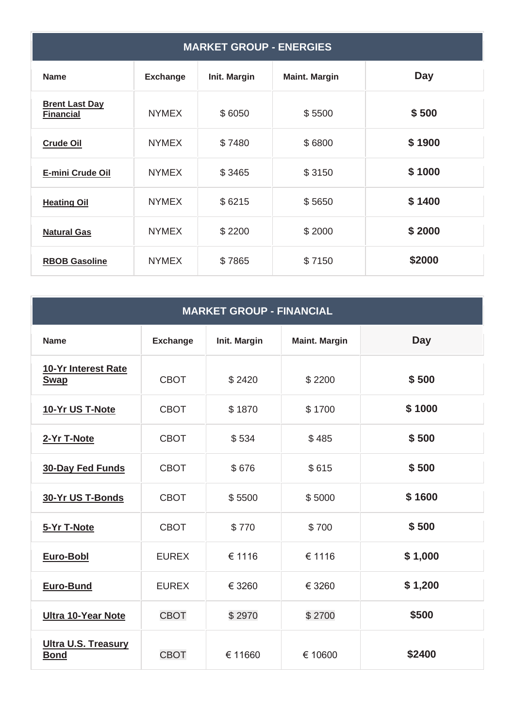| MARKET GROUP - ENERGIES | | | | |
|---|---|---|---|---|
| **Name** | **Exchange** | **Init. Margin** | **Maint. Margin** | **Day** |
| **Brent Last Day Financial** | NYMEX | $ 6050 | $ 5500 | **$ 500** |
| **Crude Oil** | NYMEX | $ 7480 | $ 6800 | **$ 1900** |
| **E-mini Crude Oil** | NYMEX | $ 3465 | $ 3150 | **$ 1000** |
| **Heating Oil** | NYMEX | $ 6215 | $ 5650 | **$ 1400** |
| **Natural Gas** | NYMEX | $ 2200 | $ 2000 | **$ 2000** |
| **RBOB Gasoline** | NYMEX | $ 7865 | $ 7150 | **$2000** |

| MARKET GROUP - FINANCIAL | | | | |
|---|---|---|---|---|
| **Name** | **Exchange** | **Init. Margin** | **Maint. Margin** | **Day** |
| **10-Yr Interest Rate Swap** | CBOT | $ 2420 | $ 2200 | **$ 500** |
| **10-Yr US T-Note** | CBOT | $ 1870 | $ 1700 | **$ 1000** |
| **2-Yr T-Note** | CBOT | $ 534 | $ 485 | **$ 500** |
| **30-Day Fed Funds** | CBOT | $ 676 | $ 615 | **$ 500** |
| **30-Yr US T-Bonds** | CBOT | $ 5500 | $ 5000 | **$ 1600** |
| **5-Yr T-Note** | CBOT | $ 770 | $ 700 | **$ 500** |
| **Euro-Bobl** | EUREX | € 1116 | € 1116 | **$ 1,000** |
| **Euro-Bund** | EUREX | € 3260 | € 3260 | **$ 1,200** |
| **Ultra 10-Year Note** | CBOT | $ 2970 | $ 2700 | **$500** |
| **Ultra U.S. Treasury Bond** | CBOT | € 11660 | € 10600 | **$2400** |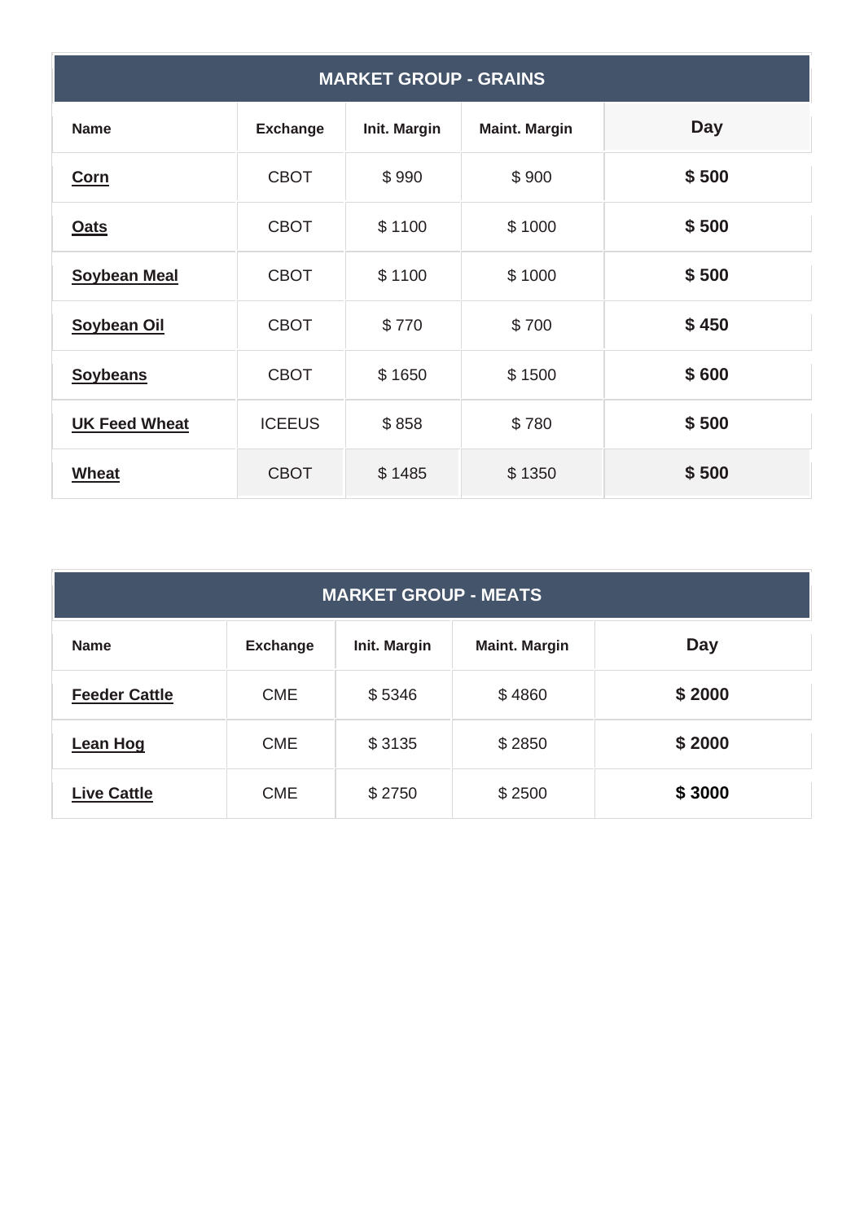| MARKET GROUP - GRAINS | | | | |
|---|---|---|---|---|
| **Name** | **Exchange** | **Init. Margin** | **Maint. Margin** | **Day** |
| **Corn** | CBOT | $ 990 | $ 900 | **$ 500** |
| **Oats** | CBOT | $ 1100 | $ 1000 | **$ 500** |
| **Soybean Meal** | CBOT | $ 1100 | $ 1000 | **$ 500** |
| **Soybean Oil** | CBOT | $ 770 | $ 700 | **$ 450** |
| **Soybeans** | CBOT | $ 1650 | $ 1500 | **$ 600** |
| **UK Feed Wheat** | ICEEUS | $ 858 | $ 780 | **$ 500** |
| **Wheat** | CBOT | $ 1485 | $ 1350 | **$ 500** |

| MARKET GROUP - MEATS | | | | |
|---|---|---|---|---|
| **Name** | **Exchange** | **Init. Margin** | **Maint. Margin** | **Day** |
| **Feeder Cattle** | CME | $ 5346 | $ 4860 | **$ 2000** |
| **Lean Hog** | CME | $ 3135 | $ 2850 | **$ 2000** |
| **Live Cattle** | CME | $ 2750 | $ 2500 | **$ 3000** |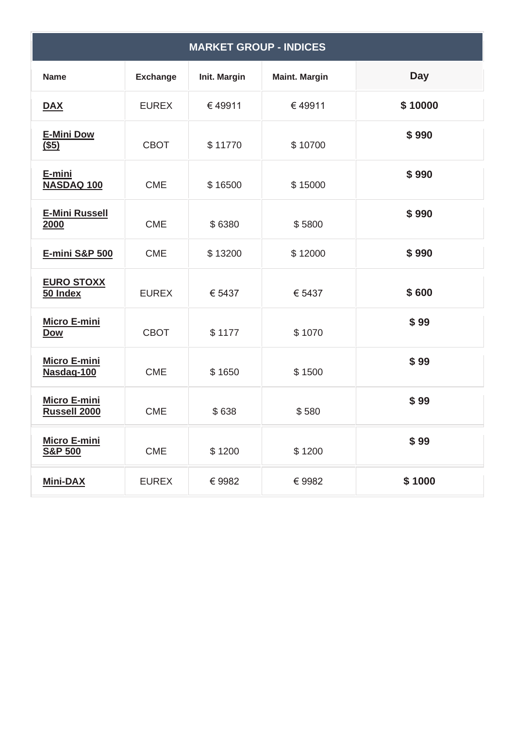| MARKET GROUP - INDICES | | | | |
|---|---|---|---|---|
| **Name** | **Exchange** | **Init. Margin** | **Maint. Margin** | **Day** |
| **DAX** | EUREX | € 49911 | € 49911 | **$ 10000** |
| **E-Mini Dow ($5)** | CBOT | $ 11770 | $ 10700 | **$ 990** |
| **E-mini NASDAQ 100** | CME | $ 16500 | $ 15000 | **$ 990** |
| **E-Mini Russell 2000** | CME | $ 6380 | $ 5800 | **$ 990** |
| **E-mini S&P 500** | CME | $ 13200 | $ 12000 | **$ 990** |
| **EURO STOXX 50 Index** | EUREX | € 5437 | € 5437 | **$ 600** |
| **Micro E-mini Dow** | CBOT | $ 1177 | $ 1070 | **$ 99** |
| **Micro E-mini Nasdaq-100** | CME | $ 1650 | $ 1500 | **$ 99** |
| **Micro E-mini Russell 2000** | CME | $ 638 | $ 580 | **$ 99** |
| **Micro E-mini S&P 500** | CME | $ 1200 | $ 1200 | **$ 99** |
| **Mini-DAX** | EUREX | € 9982 | € 9982 | **$ 1000** |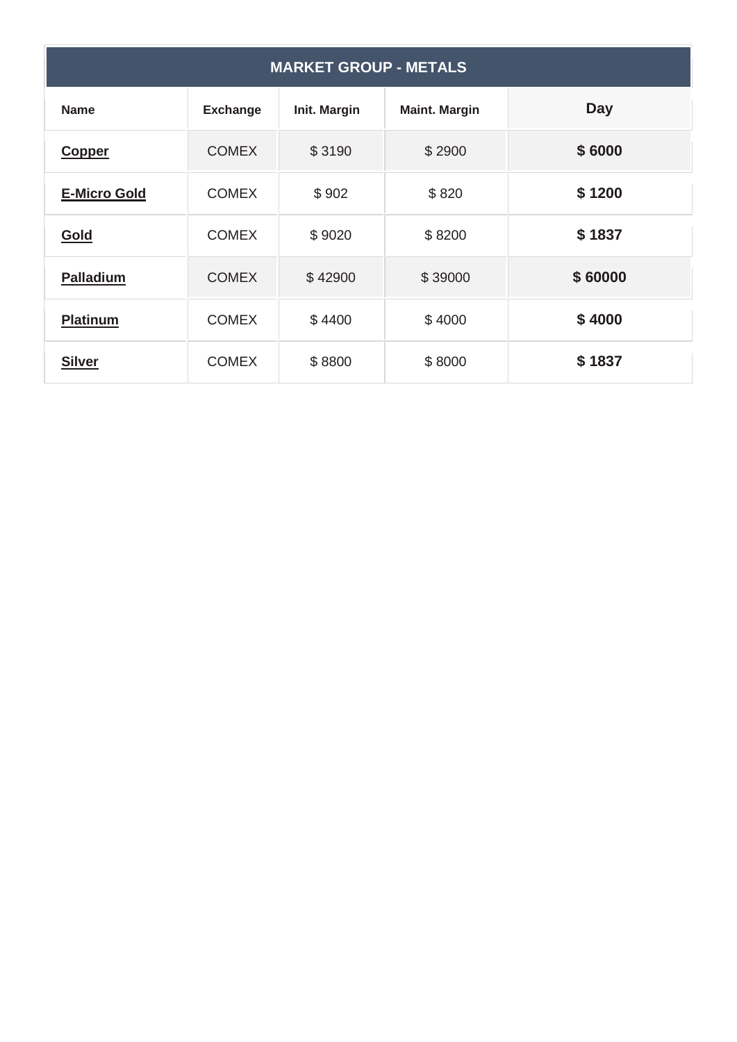| MARKET GROUP - METALS | | | | |
| --- | --- | --- | --- | --- |
| **Name** | **Exchange** | **Init. Margin** | **Maint. Margin** | **Day** |
| **Copper** | COMEX | $ 3190 | $ 2900 | **$ 6000** |
| **E-Micro Gold** | COMEX | $ 902 | $ 820 | **$ 1200** |
| **Gold** | COMEX | $ 9020 | $ 8200 | **$ 1837** |
| **Palladium** | COMEX | $ 42900 | $ 39000 | **$ 60000** |
| **Platinum** | COMEX | $ 4400 | $ 4000 | **$ 4000** |
| **Silver** | COMEX | $ 8800 | $ 8000 | **$ 1837** |